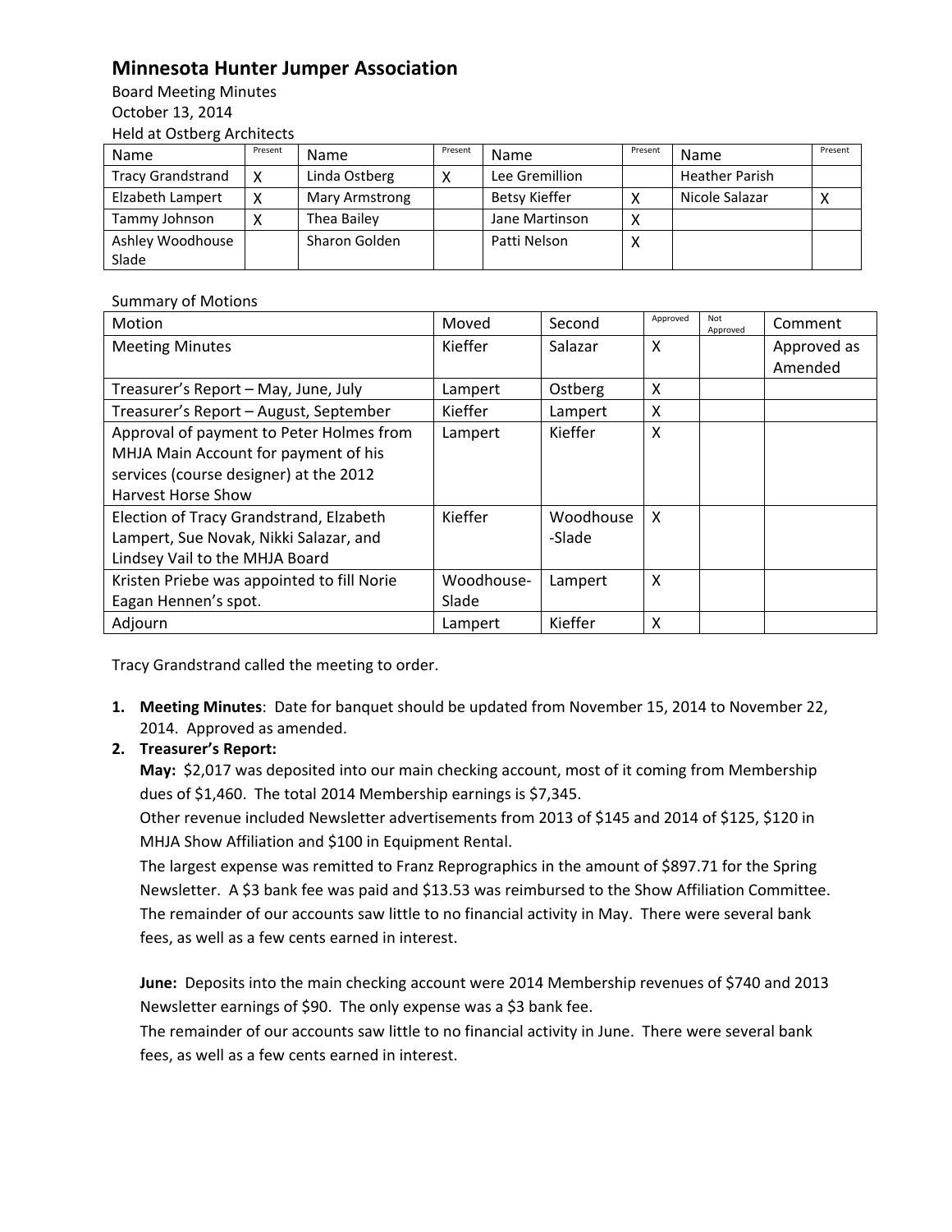# Minnesota Hunter Jumper Association

Board Meeting Minutes
October 13, 2014
Held at Ostberg Architects

| Name | Present | Name | Present | Name | Present | Name | Present |
|---|---|---|---|---|---|---|---|
| Tracy Grandstrand | X | Linda Ostberg | X | Lee Gremillion | | Heather Parish | |
| Elzabeth Lampert | X | Mary Armstrong | | Betsy Kieffer | X | Nicole Salazar | X |
| Tammy Johnson | X | Thea Bailey | | Jane Martinson | X | | |
| Ashley Woodhouse Slade | | Sharon Golden | | Patti Nelson | X | | |

Summary of Motions

| Motion | Moved | Second | Approved | Not Approved | Comment |
|---|---|---|---|---|---|
| Meeting Minutes | Kieffer | Salazar | X | | Approved as Amended |
| Treasurer's Report – May, June, July | Lampert | Ostberg | X | | |
| Treasurer's Report – August, September | Kieffer | Lampert | X | | |
| Approval of payment to Peter Holmes from MHJA Main Account for payment of his services (course designer) at the 2012 Harvest Horse Show | Lampert | Kieffer | X | | |
| Election of Tracy Grandstrand, Elzabeth Lampert, Sue Novak, Nikki Salazar, and Lindsey Vail to the MHJA Board | Kieffer | Woodhouse -Slade | X | | |
| Kristen Priebe was appointed to fill Norie Eagan Hennen's spot. | Woodhouse-Slade | Lampert | X | | |
| Adjourn | Lampert | Kieffer | X | | |

Tracy Grandstrand called the meeting to order.

1. **Meeting Minutes**: Date for banquet should be updated from November 15, 2014 to November 22, 2014. Approved as amended.
2. **Treasurer's Report:**

   **May:** $2,017 was deposited into our main checking account, most of it coming from Membership dues of $1,460. The total 2014 Membership earnings is $7,345.
   Other revenue included Newsletter advertisements from 2013 of $145 and 2014 of $125, $120 in MHJA Show Affiliation and $100 in Equipment Rental.
   The largest expense was remitted to Franz Reprographics in the amount of $897.71 for the Spring Newsletter. A $3 bank fee was paid and $13.53 was reimbursed to the Show Affiliation Committee. The remainder of our accounts saw little to no financial activity in May. There were several bank fees, as well as a few cents earned in interest.

   **June:** Deposits into the main checking account were 2014 Membership revenues of $740 and 2013 Newsletter earnings of $90. The only expense was a $3 bank fee.
   The remainder of our accounts saw little to no financial activity in June. There were several bank fees, as well as a few cents earned in interest.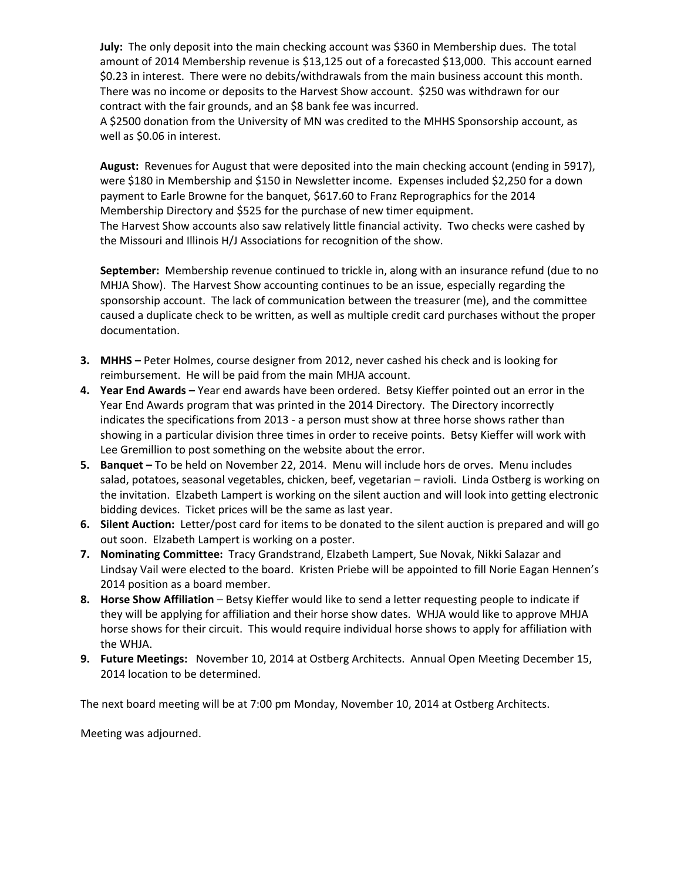**July:** The only deposit into the main checking account was $360 in Membership dues. The total amount of 2014 Membership revenue is $13,125 out of a forecasted $13,000. This account earned $0.23 in interest. There were no debits/withdrawals from the main business account this month. There was no income or deposits to the Harvest Show account. $250 was withdrawn for our contract with the fair grounds, and an $8 bank fee was incurred.
A $2500 donation from the University of MN was credited to the MHHS Sponsorship account, as well as $0.06 in interest.

**August:** Revenues for August that were deposited into the main checking account (ending in 5917), were $180 in Membership and $150 in Newsletter income. Expenses included $2,250 for a down payment to Earle Browne for the banquet, $617.60 to Franz Reprographics for the 2014 Membership Directory and $525 for the purchase of new timer equipment.
The Harvest Show accounts also saw relatively little financial activity. Two checks were cashed by the Missouri and Illinois H/J Associations for recognition of the show.

**September:** Membership revenue continued to trickle in, along with an insurance refund (due to no MHJA Show). The Harvest Show accounting continues to be an issue, especially regarding the sponsorship account. The lack of communication between the treasurer (me), and the committee caused a duplicate check to be written, as well as multiple credit card purchases without the proper documentation.

3. **MHHS –** Peter Holmes, course designer from 2012, never cashed his check and is looking for reimbursement. He will be paid from the main MHJA account.
4. **Year End Awards –** Year end awards have been ordered. Betsy Kieffer pointed out an error in the Year End Awards program that was printed in the 2014 Directory. The Directory incorrectly indicates the specifications from 2013 - a person must show at three horse shows rather than showing in a particular division three times in order to receive points. Betsy Kieffer will work with Lee Gremillion to post something on the website about the error.
5. **Banquet –** To be held on November 22, 2014. Menu will include hors de orves. Menu includes salad, potatoes, seasonal vegetables, chicken, beef, vegetarian – ravioli. Linda Ostberg is working on the invitation. Elzabeth Lampert is working on the silent auction and will look into getting electronic bidding devices. Ticket prices will be the same as last year.
6. **Silent Auction:** Letter/post card for items to be donated to the silent auction is prepared and will go out soon. Elzabeth Lampert is working on a poster.
7. **Nominating Committee:** Tracy Grandstrand, Elzabeth Lampert, Sue Novak, Nikki Salazar and Lindsay Vail were elected to the board. Kristen Priebe will be appointed to fill Norie Eagan Hennen's 2014 position as a board member.
8. **Horse Show Affiliation** – Betsy Kieffer would like to send a letter requesting people to indicate if they will be applying for affiliation and their horse show dates. WHJA would like to approve MHJA horse shows for their circuit. This would require individual horse shows to apply for affiliation with the WHJA.
9. **Future Meetings:** November 10, 2014 at Ostberg Architects. Annual Open Meeting December 15, 2014 location to be determined.

The next board meeting will be at 7:00 pm Monday, November 10, 2014 at Ostberg Architects.

Meeting was adjourned.